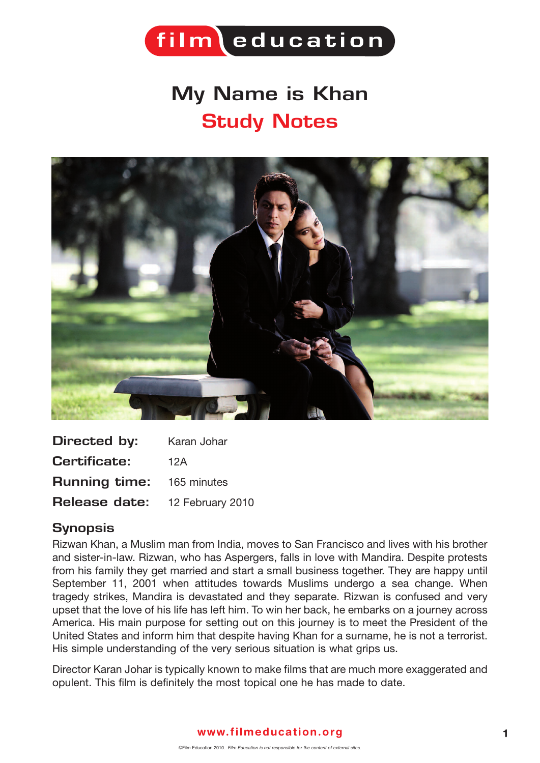# My Name is Khan
## Study Notes

| | |
|---|---|
| **Directed by:** | Karan Johar |
| **Certificate:** | 12A |
| **Running time:** | 165 minutes |
| **Release date:** | 12 February 2010 |

### Synopsis

Rizwan Khan, a Muslim man from India, moves to San Francisco and lives with his brother and sister-in-law. Rizwan, who has Aspergers, falls in love with Mandira. Despite protests from his family they get married and start a small business together. They are happy until September 11, 2001 when attitudes towards Muslims undergo a sea change. When tragedy strikes, Mandira is devastated and they separate. Rizwan is confused and very upset that the love of his life has left him. To win her back, he embarks on a journey across America. His main purpose for setting out on this journey is to meet the President of the United States and inform him that despite having Khan for a surname, he is not a terrorist. His simple understanding of the very serious situation is what grips us.

Director Karan Johar is typically known to make films that are much more exaggerated and opulent. This film is definitely the most topical one he has made to date.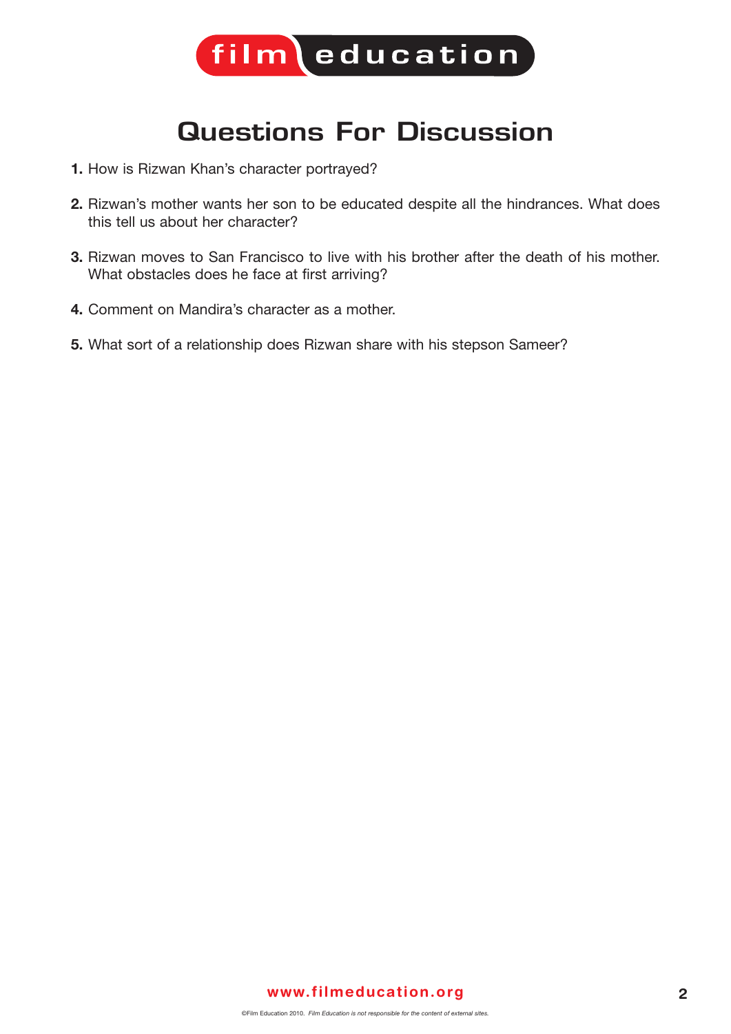# Questions For Discussion

1. How is Rizwan Khan's character portrayed?

2. Rizwan's mother wants her son to be educated despite all the hindrances. What does this tell us about her character?

3. Rizwan moves to San Francisco to live with his brother after the death of his mother. What obstacles does he face at first arriving?

4. Comment on Mandira's character as a mother.

5. What sort of a relationship does Rizwan share with his stepson Sameer?